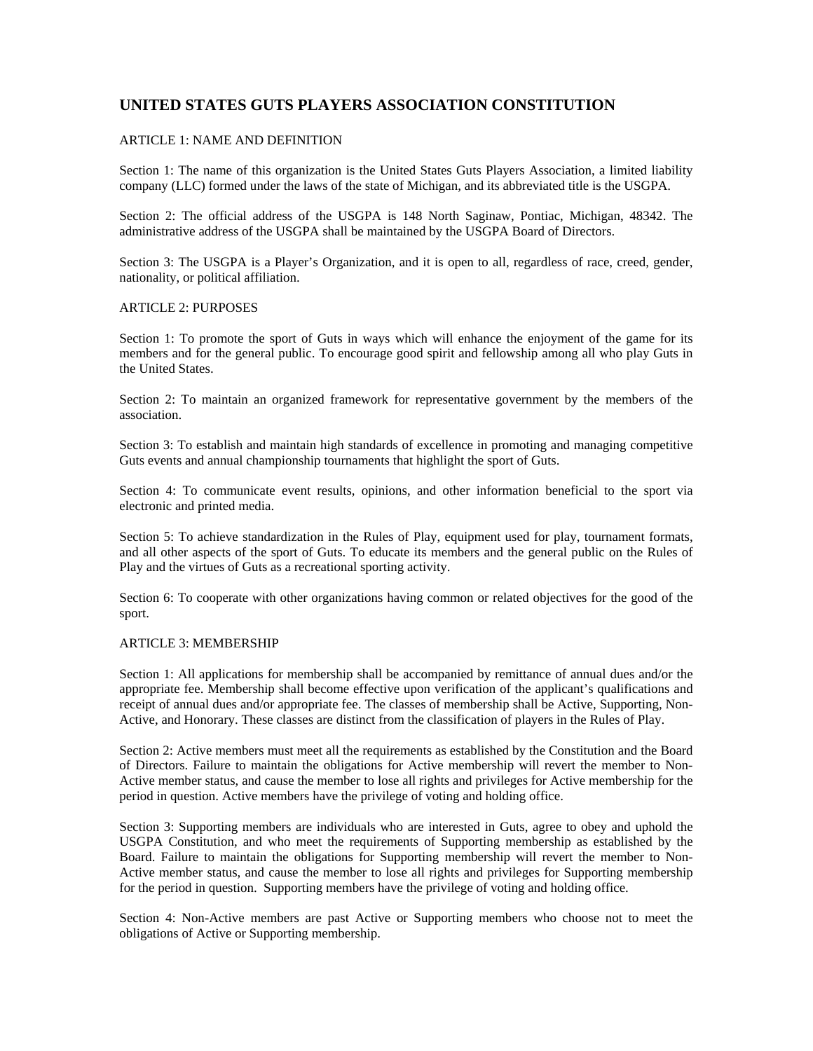# UNITED STATES GUTS PLAYERS ASSOCIATION CONSTITUTION

## ARTICLE 1: NAME AND DEFINITION

Section 1: The name of this organization is the United States Guts Players Association, a limited liability company (LLC) formed under the laws of the state of Michigan, and its abbreviated title is the USGPA.

Section 2: The official address of the USGPA is 148 North Saginaw, Pontiac, Michigan, 48342. The administrative address of the USGPA shall be maintained by the USGPA Board of Directors.

Section 3: The USGPA is a Player's Organization, and it is open to all, regardless of race, creed, gender, nationality, or political affiliation.

## ARTICLE 2: PURPOSES

Section 1: To promote the sport of Guts in ways which will enhance the enjoyment of the game for its members and for the general public. To encourage good spirit and fellowship among all who play Guts in the United States.

Section 2: To maintain an organized framework for representative government by the members of the association.

Section 3: To establish and maintain high standards of excellence in promoting and managing competitive Guts events and annual championship tournaments that highlight the sport of Guts.

Section 4: To communicate event results, opinions, and other information beneficial to the sport via electronic and printed media.

Section 5: To achieve standardization in the Rules of Play, equipment used for play, tournament formats, and all other aspects of the sport of Guts. To educate its members and the general public on the Rules of Play and the virtues of Guts as a recreational sporting activity.

Section 6: To cooperate with other organizations having common or related objectives for the good of the sport.

## ARTICLE 3: MEMBERSHIP

Section 1: All applications for membership shall be accompanied by remittance of annual dues and/or the appropriate fee. Membership shall become effective upon verification of the applicant's qualifications and receipt of annual dues and/or appropriate fee. The classes of membership shall be Active, Supporting, Non-Active, and Honorary. These classes are distinct from the classification of players in the Rules of Play.

Section 2: Active members must meet all the requirements as established by the Constitution and the Board of Directors. Failure to maintain the obligations for Active membership will revert the member to Non-Active member status, and cause the member to lose all rights and privileges for Active membership for the period in question. Active members have the privilege of voting and holding office.

Section 3: Supporting members are individuals who are interested in Guts, agree to obey and uphold the USGPA Constitution, and who meet the requirements of Supporting membership as established by the Board. Failure to maintain the obligations for Supporting membership will revert the member to Non-Active member status, and cause the member to lose all rights and privileges for Supporting membership for the period in question. Supporting members have the privilege of voting and holding office.

Section 4: Non-Active members are past Active or Supporting members who choose not to meet the obligations of Active or Supporting membership.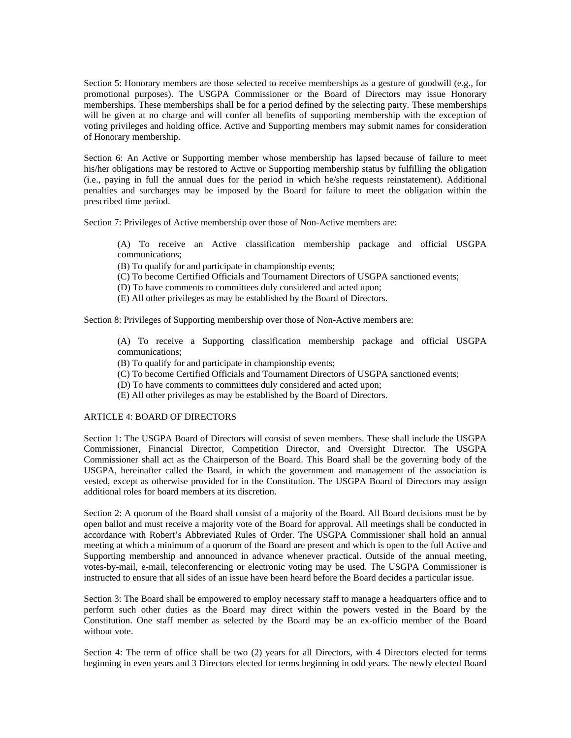Section 5: Honorary members are those selected to receive memberships as a gesture of goodwill (e.g., for promotional purposes). The USGPA Commissioner or the Board of Directors may issue Honorary memberships. These memberships shall be for a period defined by the selecting party. These memberships will be given at no charge and will confer all benefits of supporting membership with the exception of voting privileges and holding office. Active and Supporting members may submit names for consideration of Honorary membership.

Section 6: An Active or Supporting member whose membership has lapsed because of failure to meet his/her obligations may be restored to Active or Supporting membership status by fulfilling the obligation (i.e., paying in full the annual dues for the period in which he/she requests reinstatement). Additional penalties and surcharges may be imposed by the Board for failure to meet the obligation within the prescribed time period.

Section 7: Privileges of Active membership over those of Non-Active members are:

> (A) To receive an Active classification membership package and official USGPA communications;
> (B) To qualify for and participate in championship events;
> (C) To become Certified Officials and Tournament Directors of USGPA sanctioned events;
> (D) To have comments to committees duly considered and acted upon;
> (E) All other privileges as may be established by the Board of Directors.

Section 8: Privileges of Supporting membership over those of Non-Active members are:

> (A) To receive a Supporting classification membership package and official USGPA communications;
> (B) To qualify for and participate in championship events;
> (C) To become Certified Officials and Tournament Directors of USGPA sanctioned events;
> (D) To have comments to committees duly considered and acted upon;
> (E) All other privileges as may be established by the Board of Directors.

## ARTICLE 4: BOARD OF DIRECTORS

Section 1: The USGPA Board of Directors will consist of seven members. These shall include the USGPA Commissioner, Financial Director, Competition Director, and Oversight Director. The USGPA Commissioner shall act as the Chairperson of the Board. This Board shall be the governing body of the USGPA, hereinafter called the Board, in which the government and management of the association is vested, except as otherwise provided for in the Constitution. The USGPA Board of Directors may assign additional roles for board members at its discretion.

Section 2: A quorum of the Board shall consist of a majority of the Board. All Board decisions must be by open ballot and must receive a majority vote of the Board for approval. All meetings shall be conducted in accordance with Robert's Abbreviated Rules of Order. The USGPA Commissioner shall hold an annual meeting at which a minimum of a quorum of the Board are present and which is open to the full Active and Supporting membership and announced in advance whenever practical. Outside of the annual meeting, votes-by-mail, e-mail, teleconferencing or electronic voting may be used. The USGPA Commissioner is instructed to ensure that all sides of an issue have been heard before the Board decides a particular issue.

Section 3: The Board shall be empowered to employ necessary staff to manage a headquarters office and to perform such other duties as the Board may direct within the powers vested in the Board by the Constitution. One staff member as selected by the Board may be an ex-officio member of the Board without vote.

Section 4: The term of office shall be two (2) years for all Directors, with 4 Directors elected for terms beginning in even years and 3 Directors elected for terms beginning in odd years. The newly elected Board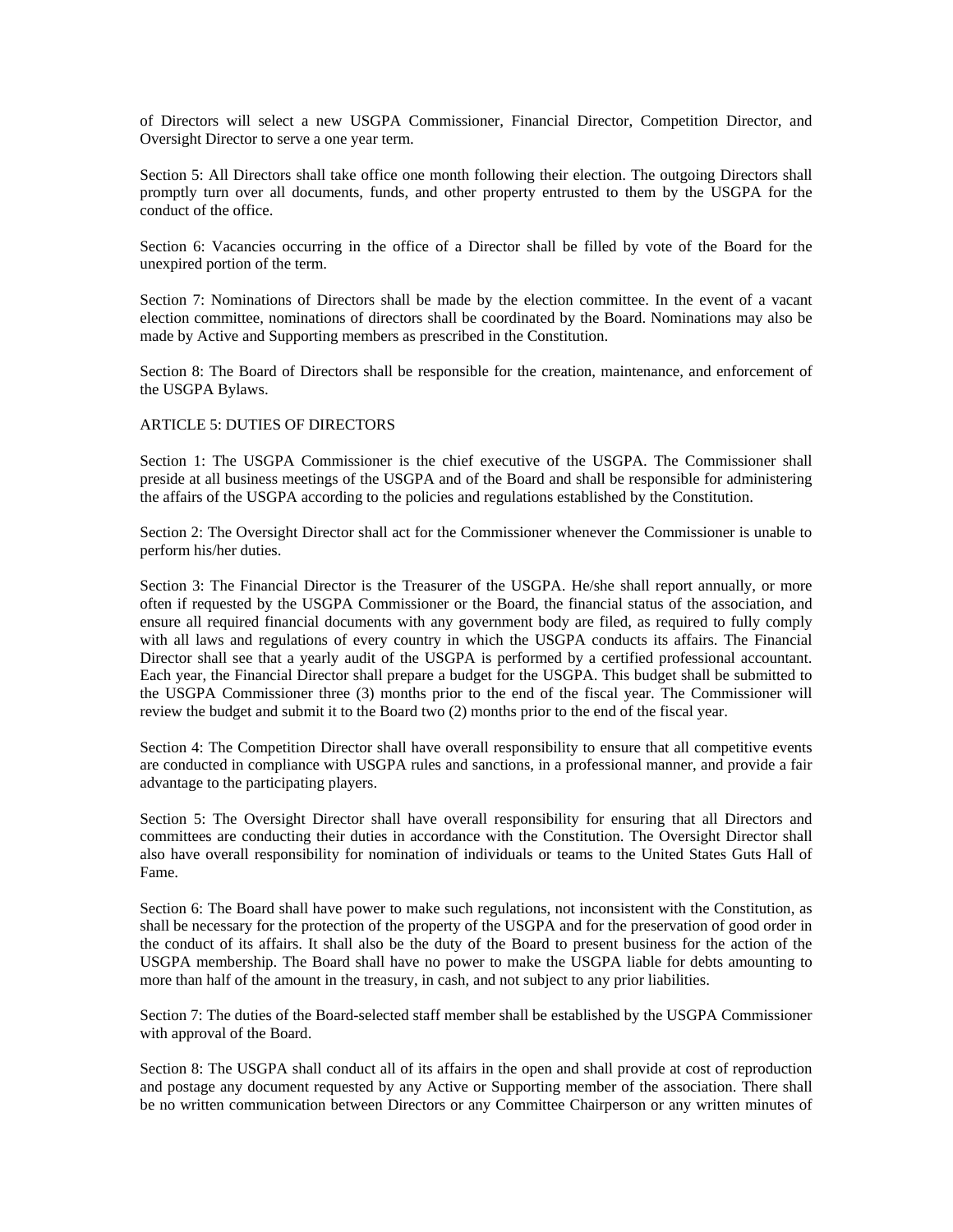of Directors will select a new USGPA Commissioner, Financial Director, Competition Director, and Oversight Director to serve a one year term.

Section 5: All Directors shall take office one month following their election. The outgoing Directors shall promptly turn over all documents, funds, and other property entrusted to them by the USGPA for the conduct of the office.

Section 6: Vacancies occurring in the office of a Director shall be filled by vote of the Board for the unexpired portion of the term.

Section 7: Nominations of Directors shall be made by the election committee. In the event of a vacant election committee, nominations of directors shall be coordinated by the Board. Nominations may also be made by Active and Supporting members as prescribed in the Constitution.

Section 8: The Board of Directors shall be responsible for the creation, maintenance, and enforcement of the USGPA Bylaws.

## ARTICLE 5: DUTIES OF DIRECTORS

Section 1: The USGPA Commissioner is the chief executive of the USGPA. The Commissioner shall preside at all business meetings of the USGPA and of the Board and shall be responsible for administering the affairs of the USGPA according to the policies and regulations established by the Constitution.

Section 2: The Oversight Director shall act for the Commissioner whenever the Commissioner is unable to perform his/her duties.

Section 3: The Financial Director is the Treasurer of the USGPA. He/she shall report annually, or more often if requested by the USGPA Commissioner or the Board, the financial status of the association, and ensure all required financial documents with any government body are filed, as required to fully comply with all laws and regulations of every country in which the USGPA conducts its affairs. The Financial Director shall see that a yearly audit of the USGPA is performed by a certified professional accountant. Each year, the Financial Director shall prepare a budget for the USGPA. This budget shall be submitted to the USGPA Commissioner three (3) months prior to the end of the fiscal year. The Commissioner will review the budget and submit it to the Board two (2) months prior to the end of the fiscal year.

Section 4: The Competition Director shall have overall responsibility to ensure that all competitive events are conducted in compliance with USGPA rules and sanctions, in a professional manner, and provide a fair advantage to the participating players.

Section 5: The Oversight Director shall have overall responsibility for ensuring that all Directors and committees are conducting their duties in accordance with the Constitution. The Oversight Director shall also have overall responsibility for nomination of individuals or teams to the United States Guts Hall of Fame.

Section 6: The Board shall have power to make such regulations, not inconsistent with the Constitution, as shall be necessary for the protection of the property of the USGPA and for the preservation of good order in the conduct of its affairs. It shall also be the duty of the Board to present business for the action of the USGPA membership. The Board shall have no power to make the USGPA liable for debts amounting to more than half of the amount in the treasury, in cash, and not subject to any prior liabilities.

Section 7: The duties of the Board-selected staff member shall be established by the USGPA Commissioner with approval of the Board.

Section 8: The USGPA shall conduct all of its affairs in the open and shall provide at cost of reproduction and postage any document requested by any Active or Supporting member of the association. There shall be no written communication between Directors or any Committee Chairperson or any written minutes of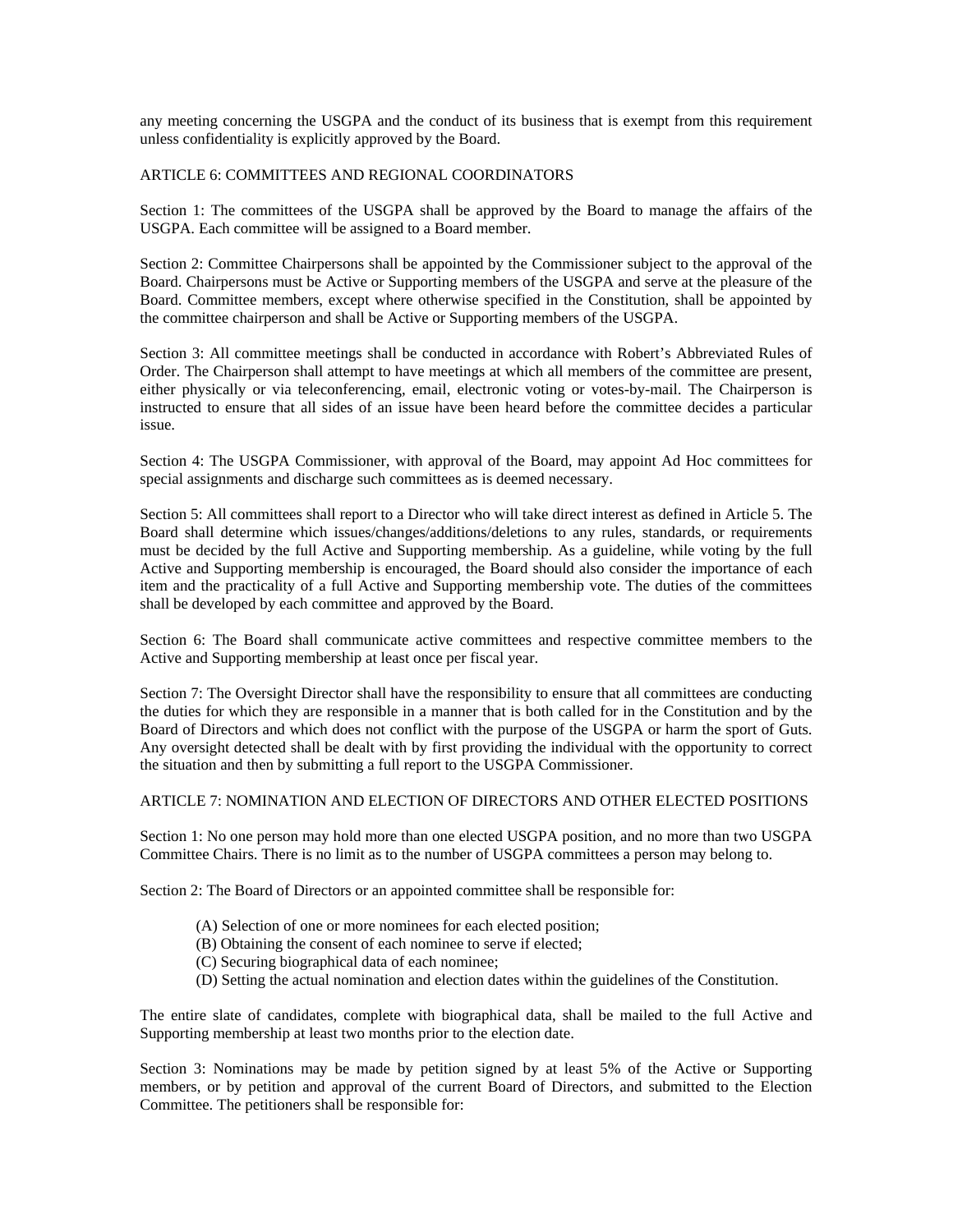any meeting concerning the USGPA and the conduct of its business that is exempt from this requirement unless confidentiality is explicitly approved by the Board.

## ARTICLE 6: COMMITTEES AND REGIONAL COORDINATORS

Section 1: The committees of the USGPA shall be approved by the Board to manage the affairs of the USGPA. Each committee will be assigned to a Board member.

Section 2: Committee Chairpersons shall be appointed by the Commissioner subject to the approval of the Board. Chairpersons must be Active or Supporting members of the USGPA and serve at the pleasure of the Board. Committee members, except where otherwise specified in the Constitution, shall be appointed by the committee chairperson and shall be Active or Supporting members of the USGPA.

Section 3: All committee meetings shall be conducted in accordance with Robert's Abbreviated Rules of Order. The Chairperson shall attempt to have meetings at which all members of the committee are present, either physically or via teleconferencing, email, electronic voting or votes-by-mail. The Chairperson is instructed to ensure that all sides of an issue have been heard before the committee decides a particular issue.

Section 4: The USGPA Commissioner, with approval of the Board, may appoint Ad Hoc committees for special assignments and discharge such committees as is deemed necessary.

Section 5: All committees shall report to a Director who will take direct interest as defined in Article 5. The Board shall determine which issues/changes/additions/deletions to any rules, standards, or requirements must be decided by the full Active and Supporting membership. As a guideline, while voting by the full Active and Supporting membership is encouraged, the Board should also consider the importance of each item and the practicality of a full Active and Supporting membership vote. The duties of the committees shall be developed by each committee and approved by the Board.

Section 6: The Board shall communicate active committees and respective committee members to the Active and Supporting membership at least once per fiscal year.

Section 7: The Oversight Director shall have the responsibility to ensure that all committees are conducting the duties for which they are responsible in a manner that is both called for in the Constitution and by the Board of Directors and which does not conflict with the purpose of the USGPA or harm the sport of Guts. Any oversight detected shall be dealt with by first providing the individual with the opportunity to correct the situation and then by submitting a full report to the USGPA Commissioner.

## ARTICLE 7: NOMINATION AND ELECTION OF DIRECTORS AND OTHER ELECTED POSITIONS

Section 1: No one person may hold more than one elected USGPA position, and no more than two USGPA Committee Chairs. There is no limit as to the number of USGPA committees a person may belong to.

Section 2: The Board of Directors or an appointed committee shall be responsible for:

(A) Selection of one or more nominees for each elected position;
(B) Obtaining the consent of each nominee to serve if elected;
(C) Securing biographical data of each nominee;
(D) Setting the actual nomination and election dates within the guidelines of the Constitution.

The entire slate of candidates, complete with biographical data, shall be mailed to the full Active and Supporting membership at least two months prior to the election date.

Section 3: Nominations may be made by petition signed by at least 5% of the Active or Supporting members, or by petition and approval of the current Board of Directors, and submitted to the Election Committee. The petitioners shall be responsible for: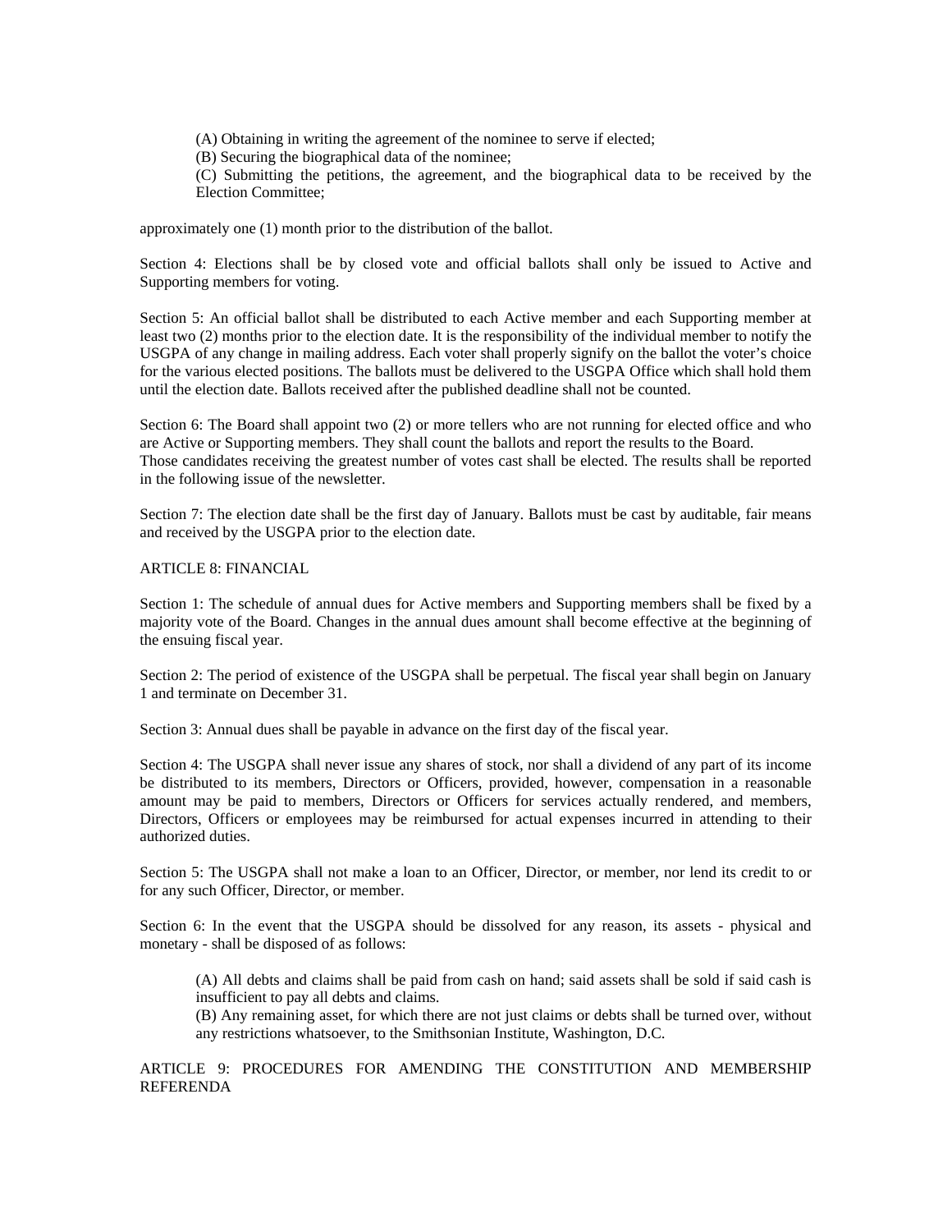(A) Obtaining in writing the agreement of the nominee to serve if elected;
(B) Securing the biographical data of the nominee;
(C) Submitting the petitions, the agreement, and the biographical data to be received by the Election Committee;

approximately one (1) month prior to the distribution of the ballot.

Section 4: Elections shall be by closed vote and official ballots shall only be issued to Active and Supporting members for voting.

Section 5: An official ballot shall be distributed to each Active member and each Supporting member at least two (2) months prior to the election date. It is the responsibility of the individual member to notify the USGPA of any change in mailing address. Each voter shall properly signify on the ballot the voter's choice for the various elected positions. The ballots must be delivered to the USGPA Office which shall hold them until the election date. Ballots received after the published deadline shall not be counted.

Section 6: The Board shall appoint two (2) or more tellers who are not running for elected office and who are Active or Supporting members. They shall count the ballots and report the results to the Board.
Those candidates receiving the greatest number of votes cast shall be elected. The results shall be reported in the following issue of the newsletter.

Section 7: The election date shall be the first day of January. Ballots must be cast by auditable, fair means and received by the USGPA prior to the election date.

ARTICLE 8: FINANCIAL

Section 1: The schedule of annual dues for Active members and Supporting members shall be fixed by a majority vote of the Board. Changes in the annual dues amount shall become effective at the beginning of the ensuing fiscal year.

Section 2: The period of existence of the USGPA shall be perpetual. The fiscal year shall begin on January 1 and terminate on December 31.

Section 3: Annual dues shall be payable in advance on the first day of the fiscal year.

Section 4: The USGPA shall never issue any shares of stock, nor shall a dividend of any part of its income be distributed to its members, Directors or Officers, provided, however, compensation in a reasonable amount may be paid to members, Directors or Officers for services actually rendered, and members, Directors, Officers or employees may be reimbursed for actual expenses incurred in attending to their authorized duties.

Section 5: The USGPA shall not make a loan to an Officer, Director, or member, nor lend its credit to or for any such Officer, Director, or member.

Section 6: In the event that the USGPA should be dissolved for any reason, its assets - physical and monetary - shall be disposed of as follows:

(A) All debts and claims shall be paid from cash on hand; said assets shall be sold if said cash is insufficient to pay all debts and claims.
(B) Any remaining asset, for which there are not just claims or debts shall be turned over, without any restrictions whatsoever, to the Smithsonian Institute, Washington, D.C.

ARTICLE 9: PROCEDURES FOR AMENDING THE CONSTITUTION AND MEMBERSHIP REFERENDA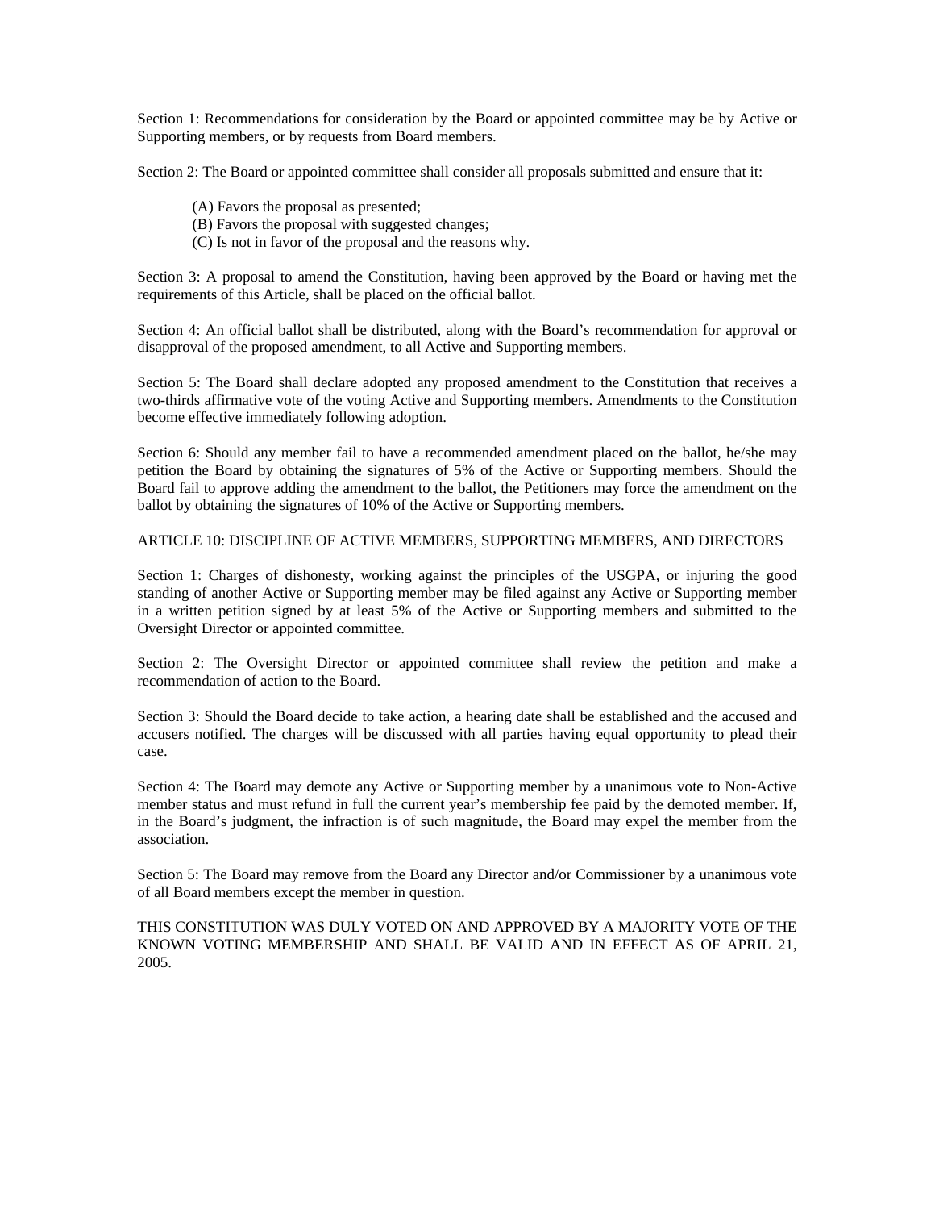Section 1: Recommendations for consideration by the Board or appointed committee may be by Active or Supporting members, or by requests from Board members.

Section 2: The Board or appointed committee shall consider all proposals submitted and ensure that it:

(A) Favors the proposal as presented;
(B) Favors the proposal with suggested changes;
(C) Is not in favor of the proposal and the reasons why.

Section 3: A proposal to amend the Constitution, having been approved by the Board or having met the requirements of this Article, shall be placed on the official ballot.

Section 4: An official ballot shall be distributed, along with the Board's recommendation for approval or disapproval of the proposed amendment, to all Active and Supporting members.

Section 5: The Board shall declare adopted any proposed amendment to the Constitution that receives a two-thirds affirmative vote of the voting Active and Supporting members. Amendments to the Constitution become effective immediately following adoption.

Section 6: Should any member fail to have a recommended amendment placed on the ballot, he/she may petition the Board by obtaining the signatures of 5% of the Active or Supporting members. Should the Board fail to approve adding the amendment to the ballot, the Petitioners may force the amendment on the ballot by obtaining the signatures of 10% of the Active or Supporting members.

## ARTICLE 10: DISCIPLINE OF ACTIVE MEMBERS, SUPPORTING MEMBERS, AND DIRECTORS

Section 1: Charges of dishonesty, working against the principles of the USGPA, or injuring the good standing of another Active or Supporting member may be filed against any Active or Supporting member in a written petition signed by at least 5% of the Active or Supporting members and submitted to the Oversight Director or appointed committee.

Section 2: The Oversight Director or appointed committee shall review the petition and make a recommendation of action to the Board.

Section 3: Should the Board decide to take action, a hearing date shall be established and the accused and accusers notified. The charges will be discussed with all parties having equal opportunity to plead their case.

Section 4: The Board may demote any Active or Supporting member by a unanimous vote to Non-Active member status and must refund in full the current year's membership fee paid by the demoted member. If, in the Board's judgment, the infraction is of such magnitude, the Board may expel the member from the association.

Section 5: The Board may remove from the Board any Director and/or Commissioner by a unanimous vote of all Board members except the member in question.

THIS CONSTITUTION WAS DULY VOTED ON AND APPROVED BY A MAJORITY VOTE OF THE KNOWN VOTING MEMBERSHIP AND SHALL BE VALID AND IN EFFECT AS OF APRIL 21, 2005.